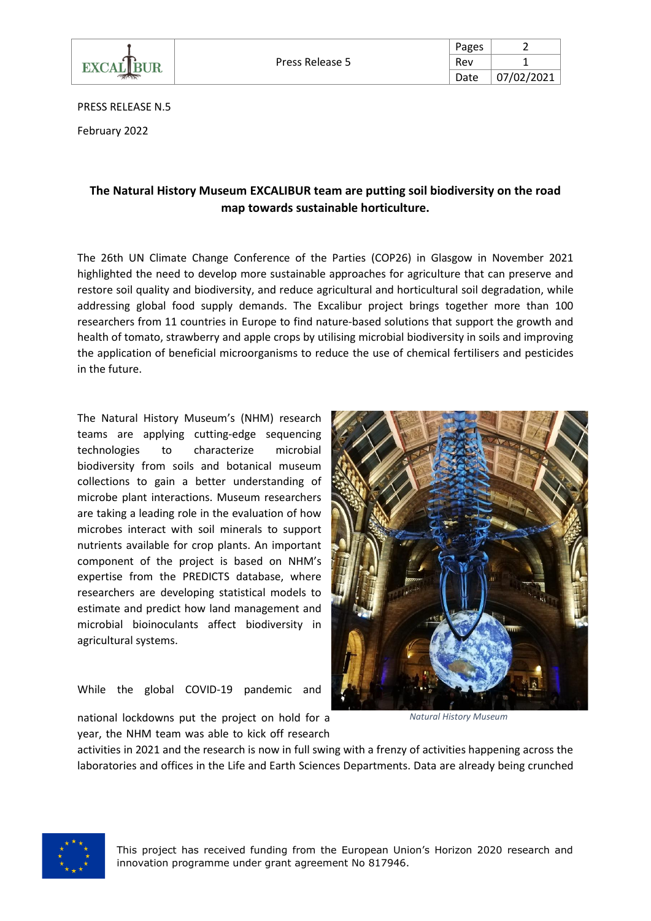PRESS RELEASE N.5

February 2022

**The Natural History Museum EXCALIBUR team are putting soil biodiversity on the road map towards sustainable horticulture.**

The 26th UN Climate Change Conference of the Parties (COP26) in Glasgow in November 2021 highlighted the need to develop more sustainable approaches for agriculture that can preserve and restore soil quality and biodiversity, and reduce agricultural and horticultural soil degradation, while addressing global food supply demands. The Excalibur project brings together more than 100 researchers from 11 countries in Europe to find nature-based solutions that support the growth and health of tomato, strawberry and apple crops by utilising microbial biodiversity in soils and improving the application of beneficial microorganisms to reduce the use of chemical fertilisers and pesticides in the future.

The Natural History Museum's (NHM) research teams are applying cutting-edge sequencing technologies to characterize microbial biodiversity from soils and botanical museum collections to gain a better understanding of microbe plant interactions. Museum researchers are taking a leading role in the evaluation of how microbes interact with soil minerals to support nutrients available for crop plants. An important component of the project is based on NHM's expertise from the PREDICTS database, where researchers are developing statistical models to estimate and predict how land management and microbial bioinoculants affect biodiversity in agricultural systems.

*Natural History Museum*

While the global COVID-19 pandemic and national lockdowns put the project on hold for a year, the NHM team was able to kick off research activities in 2021 and the research is now in full swing with a frenzy of activities happening across the laboratories and offices in the Life and Earth Sciences Departments. Data are already being crunched

This project has received funding from the European Union's Horizon 2020 research and innovation programme under grant agreement No 817946.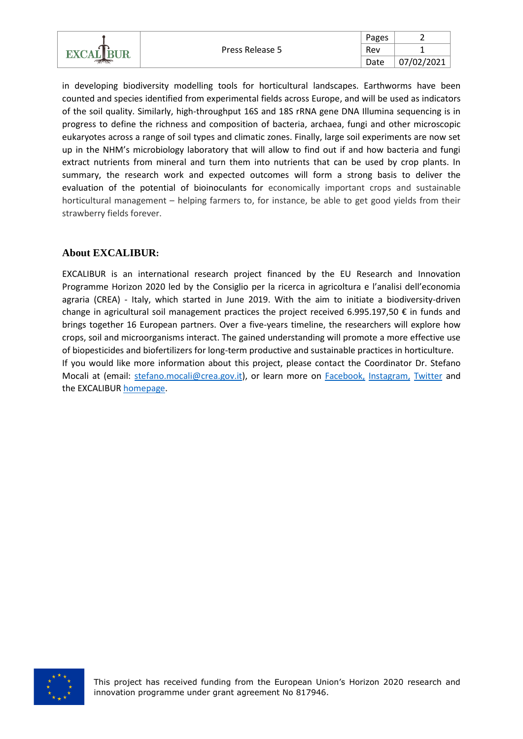in developing biodiversity modelling tools for horticultural landscapes. Earthworms have been counted and species identified from experimental fields across Europe, and will be used as indicators of the soil quality. Similarly, high-throughput 16S and 18S rRNA gene DNA Illumina sequencing is in progress to define the richness and composition of bacteria, archaea, fungi and other microscopic eukaryotes across a range of soil types and climatic zones. Finally, large soil experiments are now set up in the NHM's microbiology laboratory that will allow to find out if and how bacteria and fungi extract nutrients from mineral and turn them into nutrients that can be used by crop plants. In summary, the research work and expected outcomes will form a strong basis to deliver the evaluation of the potential of bioinoculants for economically important crops and sustainable horticultural management – helping farmers to, for instance, be able to get good yields from their strawberry fields forever.

## About EXCALIBUR:

EXCALIBUR is an international research project financed by the EU Research and Innovation Programme Horizon 2020 led by the Consiglio per la ricerca in agricoltura e l'analisi dell'economia agraria (CREA) - Italy, which started in June 2019. With the aim to initiate a biodiversity-driven change in agricultural soil management practices the project received 6.995.197,50 € in funds and brings together 16 European partners. Over a five-years timeline, the researchers will explore how crops, soil and microorganisms interact. The gained understanding will promote a more effective use of biopesticides and biofertilizers for long-term productive and sustainable practices in horticulture.

If you would like more information about this project, please contact the Coordinator Dr. Stefano Mocali at (email: stefano.mocali@crea.gov.it), or learn more on Facebook, Instagram, Twitter and the EXCALIBUR homepage.

This project has received funding from the European Union's Horizon 2020 research and innovation programme under grant agreement No 817946.